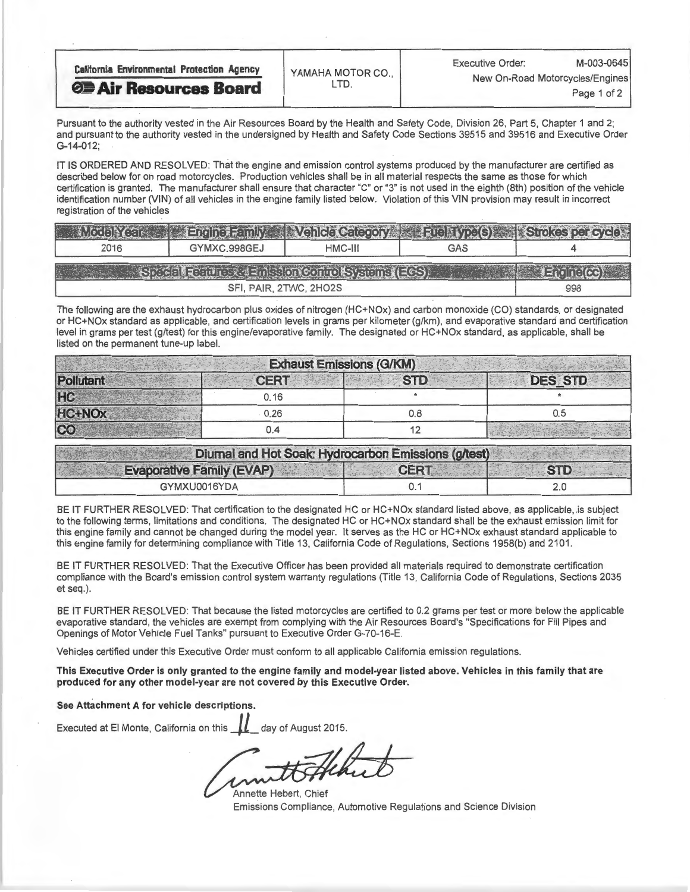| California Environmental Protection Agency **Air Resources Board** | YAMAHA MOTOR CO., LTD. | Executive Order: M-003-0645 New On-Road Motorcycles/Engines |
|---|---|---|

Pursuant to the authority vested in the Air Resources Board by the Health and Safety Code, Division 26, Part 5, Chapter 1 and 2; and pursuant to the authority vested in the undersigned by Health and Safety Code Sections 39515 and 39516 and Executive Order G-14-012;

IT IS ORDERED AND RESOLVED: That the engine and emission control systems produced by the manufacturer are certified as described below for on road motorcycles. Production vehicles shall be in all material respects the same as those for which certification is granted. The manufacturer shall ensure that character "C" or "3" is not used in the eighth (8th) position of the vehicle identification number (VIN) of all vehicles in the engine family listed below. Violation of this VIN provision may result in incorrect registration of the vehicles

| Model Year | Engine Family | Vehicle Category | Fuel Type(s) | Strokes per cycle |
|---|---|---|---|---|
| 2016 | GYMXC.998GEJ | HMC-III | GAS | 4 |

| Special Features & Emission Control Systems (ECS) | Engine(cc) |
|---|---|
| SFI, PAIR, 2TWC, 2HO2S | 998 |

The following are the exhaust hydrocarbon plus oxides of nitrogen (HC+NOx) and carbon monoxide (CO) standards, or designated or HC+NOx standard as applicable, and certification levels in grams per kilometer (g/km), and evaporative standard and certification level in grams per test (g/test) for this engine/evaporative family. The designated or HC+NOx standard, as applicable, shall be listed on the permanent tune-up label.

| Exhaust Emissions (G/KM) | | | |
|---|---|---|---|
| Pollutant | CERT | STD | DES_STD |
| HC | 0.16 | * | * |
| HC+NOx | 0.26 | 0.8 | 0.5 |
| CO | 0.4 | 12 | |

| Diurnal and Hot Soak: Hydrocarbon Emissions (g/test) | | |
|---|---|---|
| Evaporative Family (EVAP) | CERT | STD |
| GYMXU0016YDA | 0.1 | 2.0 |

BE IT FURTHER RESOLVED: That certification to the designated HC or HC+NOx standard listed above, as applicable, is subject to the following terms, limitations and conditions. The designated HC or HC+NOx standard shall be the exhaust emission limit for this engine family and cannot be changed during the model year. It serves as the HC or HC+NOx exhaust standard applicable to this engine family for determining compliance with Title 13, California Code of Regulations, Sections 1958(b) and 2101.

BE IT FURTHER RESOLVED: That the Executive Officer has been provided all materials required to demonstrate certification compliance with the Board's emission control system warranty regulations (Title 13, California Code of Regulations, Sections 2035 et seq.).

BE IT FURTHER RESOLVED: That because the listed motorcycles are certified to 0.2 grams per test or more below the applicable evaporative standard, the vehicles are exempt from complying with the Air Resources Board's "Specifications for Fill Pipes and Openings of Motor Vehicle Fuel Tanks" pursuant to Executive Order G-70-16-E.

Vehicles certified under this Executive Order must conform to all applicable California emission regulations.

**This Executive Order is only granted to the engine family and model-year listed above. Vehicles in this family that are produced for any other model-year are not covered by this Executive Order.**

**See Attachment A for vehicle descriptions.**

Executed at El Monte, California on this 11 day of August 2015.

Annette Hebert, Chief
Emissions Compliance, Automotive Regulations and Science Division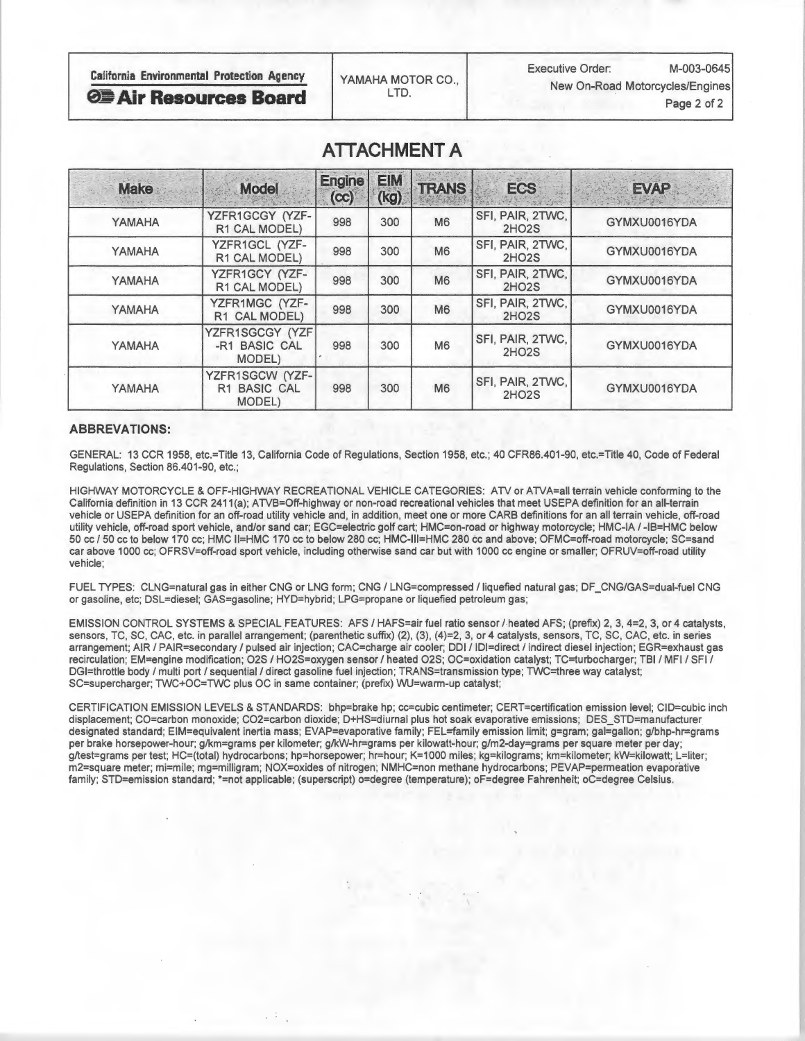| California Environmental Protection Agency Air Resources Board | YAMAHA MOTOR CO., LTD. | Executive Order: M-003-0645 New On-Road Motorcycles/Engines |
|---|---|---|

# ATTACHMENT A

| Make | Model | Engine (cc) | EIM (kg) | TRANS | ECS | EVAP |
|---|---|---|---|---|---|---|
| YAMAHA | YZFR1GCGY (YZF-R1 CAL MODEL) | 998 | 300 | M6 | SFI, PAIR, 2TWC, 2HO2S | GYMXU0016YDA |
| YAMAHA | YZFR1GCL (YZF-R1 CAL MODEL) | 998 | 300 | M6 | SFI, PAIR, 2TWC, 2HO2S | GYMXU0016YDA |
| YAMAHA | YZFR1GCY (YZF-R1 CAL MODEL) | 998 | 300 | M6 | SFI, PAIR, 2TWC, 2HO2S | GYMXU0016YDA |
| YAMAHA | YZFR1MGC (YZF-R1 CAL MODEL) | 998 | 300 | M6 | SFI, PAIR, 2TWC, 2HO2S | GYMXU0016YDA |
| YAMAHA | YZFR1SGCGY (YZF-R1 BASIC CAL MODEL) | 998 | 300 | M6 | SFI, PAIR, 2TWC, 2HO2S | GYMXU0016YDA |
| YAMAHA | YZFR1SGCW (YZF-R1 BASIC CAL MODEL) | 998 | 300 | M6 | SFI, PAIR, 2TWC, 2HO2S | GYMXU0016YDA |

**ABBREVATIONS:**

GENERAL: 13 CCR 1958, etc.=Title 13, California Code of Regulations, Section 1958, etc.; 40 CFR86.401-90, etc.=Title 40, Code of Federal Regulations, Section 86.401-90, etc.;

HIGHWAY MOTORCYCLE & OFF-HIGHWAY RECREATIONAL VEHICLE CATEGORIES: ATV or ATVA=all terrain vehicle conforming to the California definition in 13 CCR 2411(a); ATVB=Off-highway or non-road recreational vehicles that meet USEPA definition for an all-terrain vehicle or USEPA definition for an off-road utility vehicle and, in addition, meet one or more CARB definitions for an all terrain vehicle, off-road utility vehicle, off-road sport vehicle, and/or sand car; EGC=electric golf cart; HMC=on-road or highway motorcycle; HMC-IA / -IB=HMC below 50 cc / 50 cc to below 170 cc; HMC II=HMC 170 cc to below 280 cc; HMC-III=HMC 280 cc and above; OFMC=off-road motorcycle; SC=sand car above 1000 cc; OFRSV=off-road sport vehicle, including otherwise sand car but with 1000 cc engine or smaller; OFRUV=off-road utility vehicle;

FUEL TYPES: CLNG=natural gas in either CNG or LNG form; CNG / LNG=compressed / liquefied natural gas; DF_CNG/GAS=dual-fuel CNG or gasoline, etc; DSL=diesel; GAS=gasoline; HYD=hybrid; LPG=propane or liquefied petroleum gas;

EMISSION CONTROL SYSTEMS & SPECIAL FEATURES: AFS / HAFS=air fuel ratio sensor / heated AFS; (prefix) 2, 3, 4=2, 3, or 4 catalysts, sensors, TC, SC, CAC, etc. in parallel arrangement; (parenthetic suffix) (2), (3), (4)=2, 3, or 4 catalysts, sensors, TC, SC, CAC, etc. in series arrangement; AIR / PAIR=secondary / pulsed air injection; CAC=charge air cooler; DDI / IDI=direct / indirect diesel injection; EGR=exhaust gas recirculation; EM=engine modification; O2S / HO2S=oxygen sensor / heated O2S; OC=oxidation catalyst; TC=turbocharger; TBI / MFI / SFI / DGI=throttle body / multi port / sequential / direct gasoline fuel injection; TRANS=transmission type; TWC=three way catalyst; SC=supercharger; TWC+OC=TWC plus OC in same container; (prefix) WU=warm-up catalyst;

CERTIFICATION EMISSION LEVELS & STANDARDS: bhp=brake hp; cc=cubic centimeter; CERT=certification emission level; CID=cubic inch displacement; CO=carbon monoxide; CO2=carbon dioxide; D+HS=diurnal plus hot soak evaporative emissions; DES_STD=manufacturer designated standard; EIM=equivalent inertia mass; EVAP=evaporative family; FEL=family emission limit; g=gram; gal=gallon; g/bhp-hr=grams per brake horsepower-hour; g/km=grams per kilometer; g/kW-hr=grams per kilowatt-hour; g/m2-day=grams per square meter per day; g/test=grams per test; HC=(total) hydrocarbons; hp=horsepower; hr=hour; K=1000 miles; kg=kilograms; km=kilometer; kW=kilowatt; L=liter; m2=square meter; mi=mile; mg=milligram; NOX=oxides of nitrogen; NMHC=non methane hydrocarbons; PEVAP=permeation evaporative family; STD=emission standard; *=not applicable; (superscript) o=degree (temperature); oF=degree Fahrenheit; oC=degree Celsius.